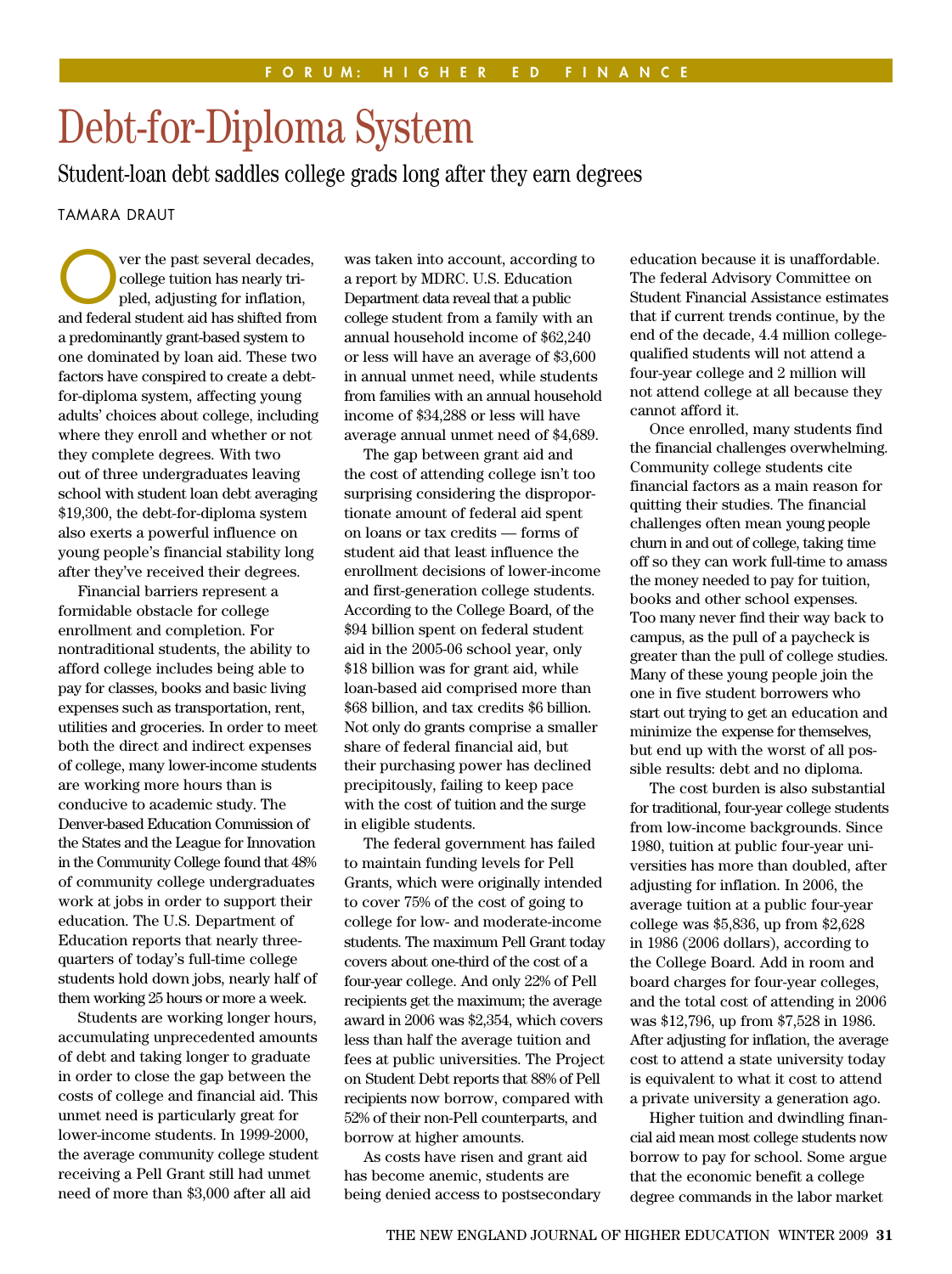FORUM: HIGHER ED FINANCE

# Debt-for-Diploma System

## Student-loan debt saddles college grads long after they earn degrees

TAMARA DRAUT

Over the past several decades, college tuition has nearly tripled, adjusting for inflation, and federal student aid has shifted from a predominantly grant-based system to one dominated by loan aid. These two factors have conspired to create a debt-for-diploma system, affecting young adults' choices about college, including where they enroll and whether or not they complete degrees. With two out of three undergraduates leaving school with student loan debt averaging $19,300, the debt-for-diploma system also exerts a powerful influence on young people's financial stability long after they've received their degrees.

Financial barriers represent a formidable obstacle for college enrollment and completion. For nontraditional students, the ability to afford college includes being able to pay for classes, books and basic living expenses such as transportation, rent, utilities and groceries. In order to meet both the direct and indirect expenses of college, many lower-income students are working more hours than is conducive to academic study. The Denver-based Education Commission of the States and the League for Innovation in the Community College found that 48% of community college undergraduates work at jobs in order to support their education. The U.S. Department of Education reports that nearly three-quarters of today's full-time college students hold down jobs, nearly half of them working 25 hours or more a week.

Students are working longer hours, accumulating unprecedented amounts of debt and taking longer to graduate in order to close the gap between the costs of college and financial aid. This unmet need is particularly great for lower-income students. In 1999-2000, the average community college student receiving a Pell Grant still had unmet need of more than $3,000 after all aid was taken into account, according to a report by MDRC. U.S. Education Department data reveal that a public college student from a family with an annual household income of $62,240 or less will have an average of $3,600 in annual unmet need, while students from families with an annual household income of $34,288 or less will have average annual unmet need of $4,689.

The gap between grant aid and the cost of attending college isn't too surprising considering the disproportionate amount of federal aid spent on loans or tax credits — forms of student aid that least influence the enrollment decisions of lower-income and first-generation college students. According to the College Board, of the $94 billion spent on federal student aid in the 2005-06 school year, only $18 billion was for grant aid, while loan-based aid comprised more than $68 billion, and tax credits $6 billion. Not only do grants comprise a smaller share of federal financial aid, but their purchasing power has declined precipitously, failing to keep pace with the cost of tuition and the surge in eligible students.

The federal government has failed to maintain funding levels for Pell Grants, which were originally intended to cover 75% of the cost of going to college for low- and moderate-income students. The maximum Pell Grant today covers about one-third of the cost of a four-year college. And only 22% of Pell recipients get the maximum; the average award in 2006 was $2,354, which covers less than half the average tuition and fees at public universities. The Project on Student Debt reports that 88% of Pell recipients now borrow, compared with 52% of their non-Pell counterparts, and borrow at higher amounts.

As costs have risen and grant aid has become anemic, students are being denied access to postsecondary education because it is unaffordable. The federal Advisory Committee on Student Financial Assistance estimates that if current trends continue, by the end of the decade, 4.4 million college-qualified students will not attend a four-year college and 2 million will not attend college at all because they cannot afford it.

Once enrolled, many students find the financial challenges overwhelming. Community college students cite financial factors as a main reason for quitting their studies. The financial challenges often mean young people churn in and out of college, taking time off so they can work full-time to amass the money needed to pay for tuition, books and other school expenses. Too many never find their way back to campus, as the pull of a paycheck is greater than the pull of college studies. Many of these young people join the one in five student borrowers who start out trying to get an education and minimize the expense for themselves, but end up with the worst of all possible results: debt and no diploma.

The cost burden is also substantial for traditional, four-year college students from low-income backgrounds. Since 1980, tuition at public four-year universities has more than doubled, after adjusting for inflation. In 2006, the average tuition at a public four-year college was $5,836, up from $2,628 in 1986 (2006 dollars), according to the College Board. Add in room and board charges for four-year colleges, and the total cost of attending in 2006 was $12,796, up from $7,528 in 1986. After adjusting for inflation, the average cost to attend a state university today is equivalent to what it cost to attend a private university a generation ago.

Higher tuition and dwindling financial aid mean most college students now borrow to pay for school. Some argue that the economic benefit a college degree commands in the labor market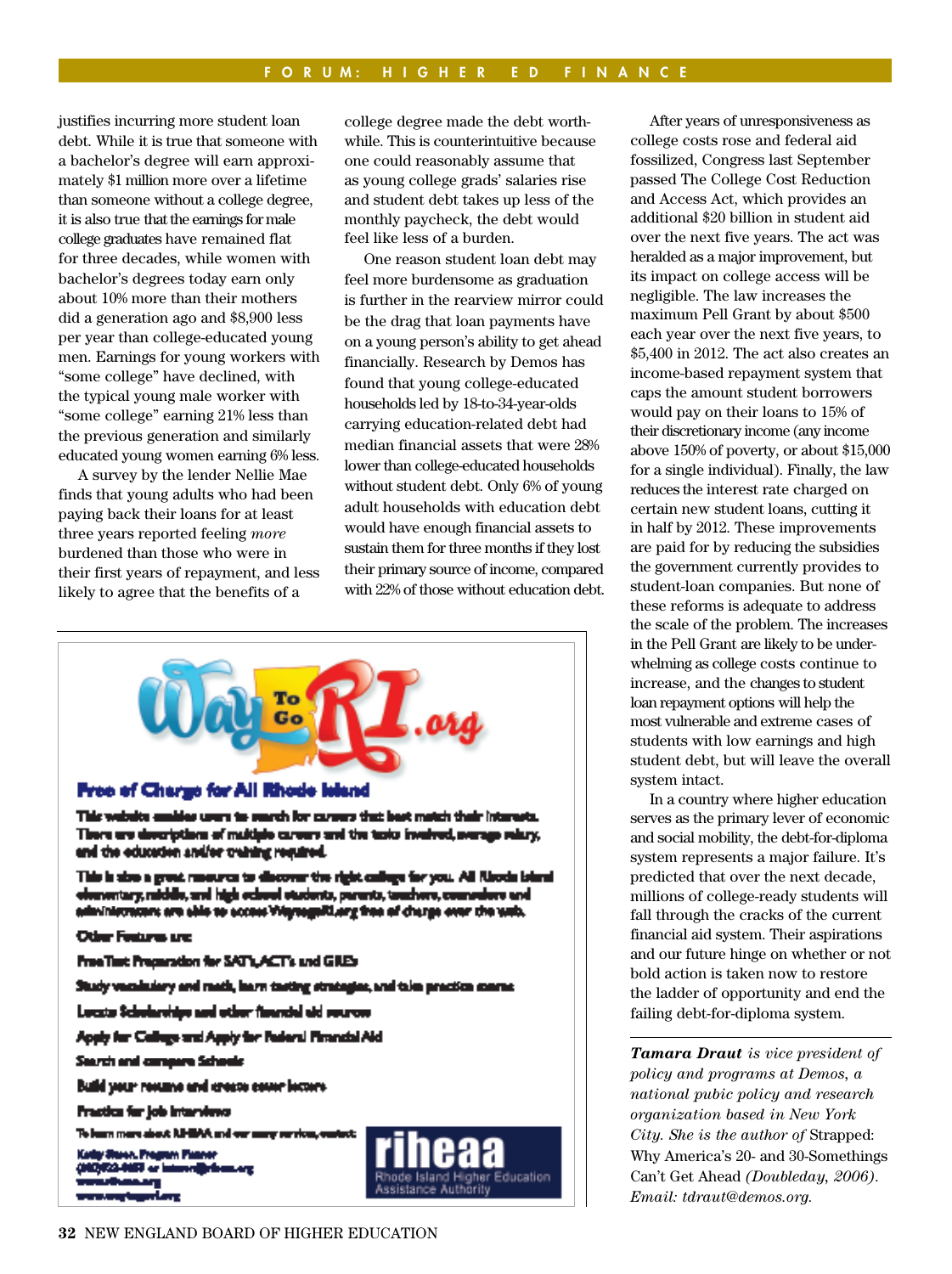justifies incurring more student loan debt. While it is true that someone with a bachelor's degree will earn approximately $1 million more over a lifetime than someone without a college degree, it is also true that the earnings for male college graduates have remained flat for three decades, while women with bachelor's degrees today earn only about 10% more than their mothers did a generation ago and $8,900 less per year than college-educated young men. Earnings for young workers with "some college" have declined, with the typical young male worker with "some college" earning 21% less than the previous generation and similarly educated young women earning 6% less.

A survey by the lender Nellie Mae finds that young adults who had been paying back their loans for at least three years reported feeling *more* burdened than those who were in their first years of repayment, and less likely to agree that the benefits of a college degree made the debt worthwhile. This is counterintuitive because one could reasonably assume that as young college grads' salaries rise and student debt takes up less of the monthly paycheck, the debt would feel like less of a burden.

One reason student loan debt may feel more burdensome as graduation is further in the rearview mirror could be the drag that loan payments have on a young person's ability to get ahead financially. Research by Demos has found that young college-educated households led by 18-to-34-year-olds carrying education-related debt had median financial assets that were 28% lower than college-educated households without student debt. Only 6% of young adult households with education debt would have enough financial assets to sustain them for three months if they lost their primary source of income, compared with 22% of those without education debt.

After years of unresponsiveness as college costs rose and federal aid fossilized, Congress last September passed The College Cost Reduction and Access Act, which provides an additional $20 billion in student aid over the next five years. The act was heralded as a major improvement, but its impact on college access will be negligible. The law increases the maximum Pell Grant by about $500 each year over the next five years, to $5,400 in 2012. The act also creates an income-based repayment system that caps the amount student borrowers would pay on their loans to 15% of their discretionary income (any income above 150% of poverty, or about $15,000 for a single individual). Finally, the law reduces the interest rate charged on certain new student loans, cutting it in half by 2012. These improvements are paid for by reducing the subsidies the government currently provides to student-loan companies. But none of these reforms is adequate to address the scale of the problem. The increases in the Pell Grant are likely to be underwhelming as college costs continue to increase, and the changes to student loan repayment options will help the most vulnerable and extreme cases of students with low earnings and high student debt, but will leave the overall system intact.

In a country where higher education serves as the primary lever of economic and social mobility, the debt-for-diploma system represents a major failure. It's predicted that over the next decade, millions of college-ready students will fall through the cracks of the current financial aid system. Their aspirations and our future hinge on whether or not bold action is taken now to restore the ladder of opportunity and end the failing debt-for-diploma system.

***Tamara Draut*** *is vice president of policy and programs at Demos, a national pubic policy and research organization based in New York City. She is the author of* Strapped: Why America's 20- and 30-Somethings Can't Get Ahead *(Doubleday, 2006). Email: tdraut@demos.org.*

WayToGoRI.org

**Free of Charge for All Rhode Island**

This website enables users to search for careers that best match their interests. There are descriptions of multiple careers and the tasks involved, average salary, and the education and/or training required.

This is also a great resource to discover the right college for you. All Rhode Island elementary, middle, and high school students, parents, teachers, counselors and administrators are able to access WaytogoRI.org free of charge over the web.

Other Features are:

Free Test Preparation for SAT's, ACT's and GRE's

Study vocabulary and math, learn testing strategies, and take practice exams

Locate Scholarships and other financial aid sources

Apply for College and Apply for Federal Financial Aid

Search and compare Schools

Build your resume and create cover letters

Practice for job interviews

To learn more about RIHEAA and our many services, contact:

Kathy Sheen, Program Planner
(401)736-1183 or ksheen@riheaa.org
www.riheaa.org
www.waytogori.org

riheaa
Rhode Island Higher Education Assistance Authority